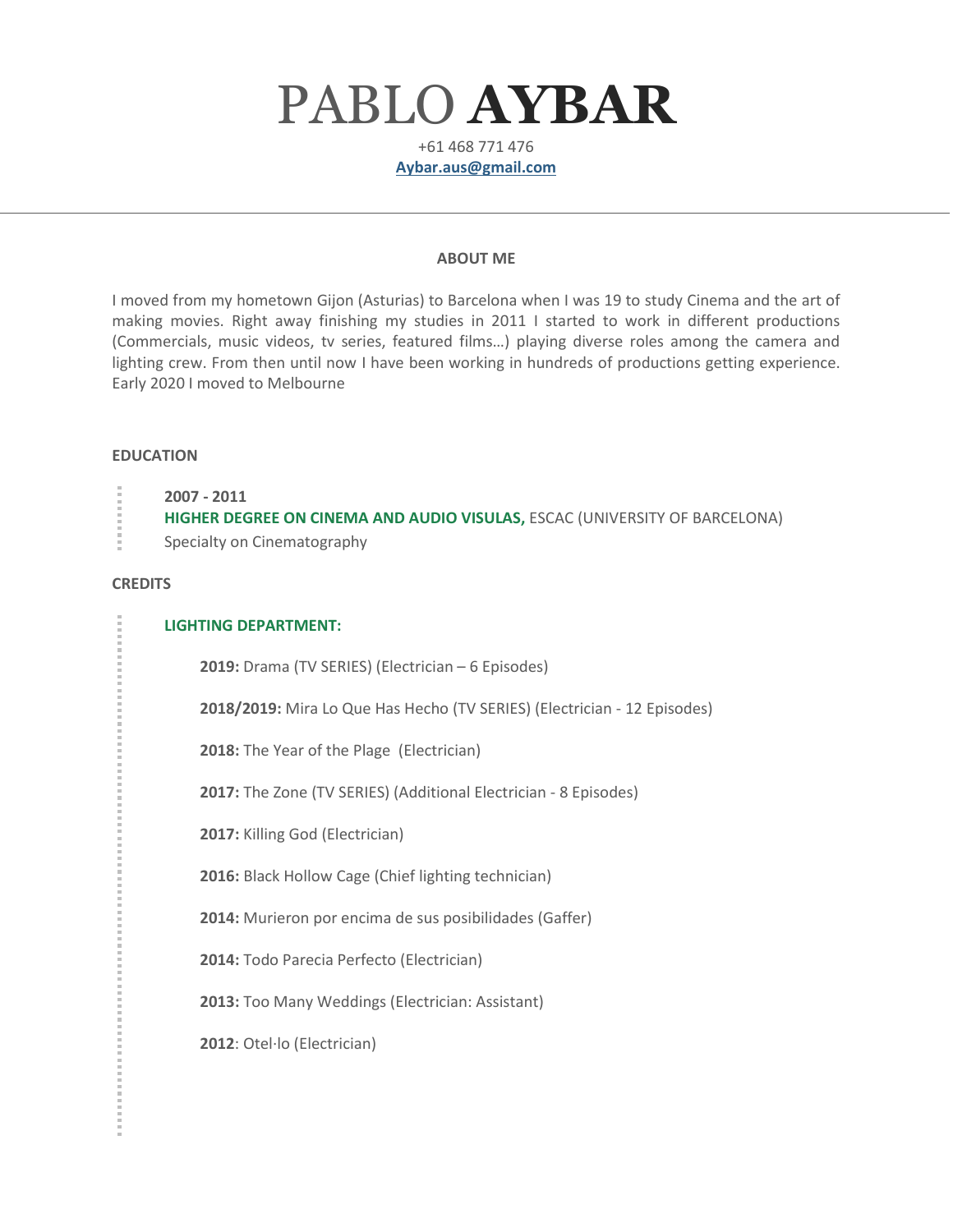# PABLO **AYBAR**

+61 468 771 476

**Aybar.aus@gmail.com**

---

## ABOUT ME

I moved from my hometown Gijon (Asturias) to Barcelona when I was 19 to study Cinema and the art of making movies. Right away finishing my studies in 2011 I started to work in different productions (Commercials, music videos, tv series, featured films…) playing diverse roles among the camera and lighting crew. From then until now I have been working in hundreds of productions getting experience. Early 2020 I moved to Melbourne

## EDUCATION

**2007 - 2011**

**HIGHER DEGREE ON CINEMA AND AUDIO VISULAS,** ESCAC (UNIVERSITY OF BARCELONA)

Specialty on Cinematography

## CREDITS

### LIGHTING DEPARTMENT:

**2019:** Drama (TV SERIES) (Electrician – 6 Episodes)

**2018/2019:** Mira Lo Que Has Hecho (TV SERIES) (Electrician - 12 Episodes)

**2018:** The Year of the Plage (Electrician)

**2017:** The Zone (TV SERIES) (Additional Electrician - 8 Episodes)

**2017:** Killing God (Electrician)

**2016:** Black Hollow Cage (Chief lighting technician)

**2014:** Murieron por encima de sus posibilidades (Gaffer)

**2014:** Todo Parecia Perfecto (Electrician)

**2013:** Too Many Weddings (Electrician: Assistant)

**2012**: Otel·lo (Electrician)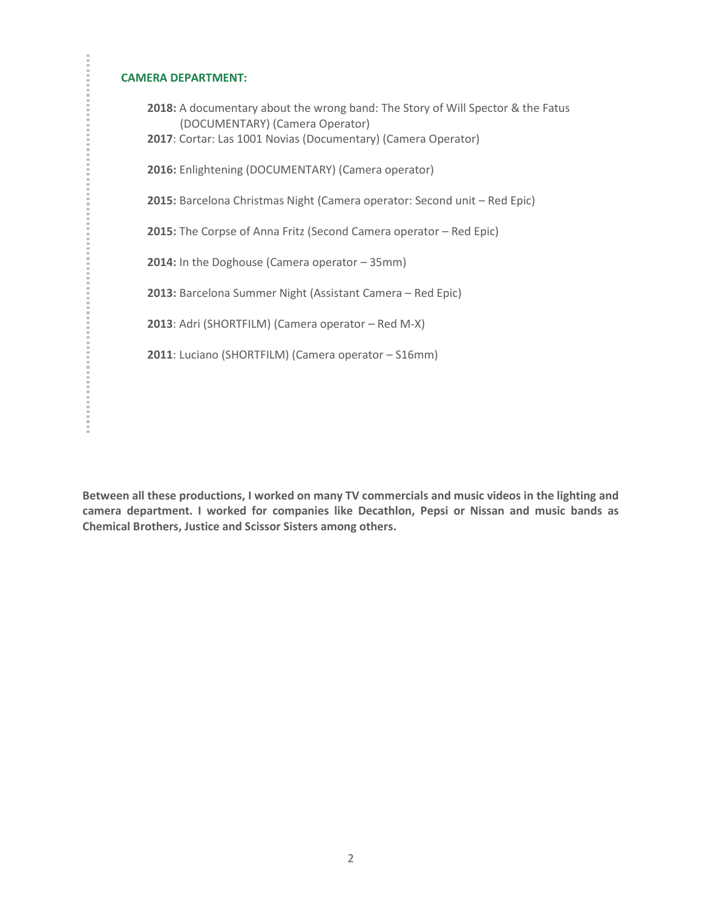**CAMERA DEPARTMENT:**

**2018:** A documentary about the wrong band: The Story of Will Spector & the Fatus (DOCUMENTARY) (Camera Operator)
**2017**: Cortar: Las 1001 Novias (Documentary) (Camera Operator)

**2016:** Enlightening (DOCUMENTARY) (Camera operator)

**2015:** Barcelona Christmas Night (Camera operator: Second unit – Red Epic)

**2015:** The Corpse of Anna Fritz (Second Camera operator – Red Epic)

**2014:** In the Doghouse (Camera operator – 35mm)

**2013:** Barcelona Summer Night (Assistant Camera – Red Epic)

**2013**: Adri (SHORTFILM) (Camera operator – Red M-X)

**2011**: Luciano (SHORTFILM) (Camera operator – S16mm)

**Between all these productions, I worked on many TV commercials and music videos in the lighting and camera department. I worked for companies like Decathlon, Pepsi or Nissan and music bands as Chemical Brothers, Justice and Scissor Sisters among others.**